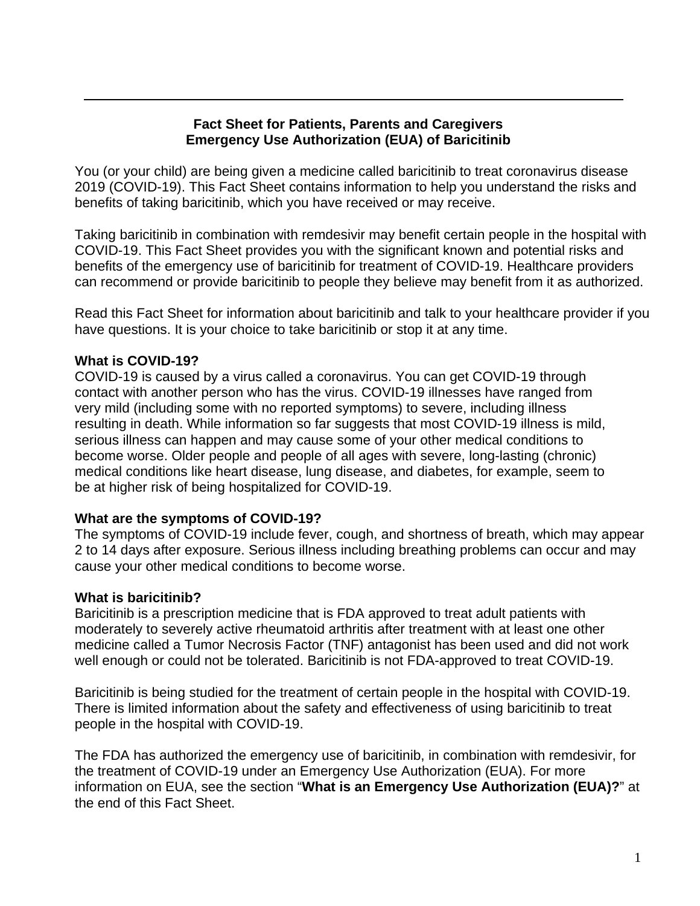**Fact Sheet for Patients, Parents and Caregivers**
**Emergency Use Authorization (EUA) of Baricitinib**

You (or your child) are being given a medicine called baricitinib to treat coronavirus disease 2019 (COVID-19). This Fact Sheet contains information to help you understand the risks and benefits of taking baricitinib, which you have received or may receive.

Taking baricitinib in combination with remdesivir may benefit certain people in the hospital with COVID-19. This Fact Sheet provides you with the significant known and potential risks and benefits of the emergency use of baricitinib for treatment of COVID-19. Healthcare providers can recommend or provide baricitinib to people they believe may benefit from it as authorized.

Read this Fact Sheet for information about baricitinib and talk to your healthcare provider if you have questions. It is your choice to take baricitinib or stop it at any time.

**What is COVID-19?**

COVID-19 is caused by a virus called a coronavirus. You can get COVID-19 through contact with another person who has the virus. COVID-19 illnesses have ranged from very mild (including some with no reported symptoms) to severe, including illness resulting in death. While information so far suggests that most COVID-19 illness is mild, serious illness can happen and may cause some of your other medical conditions to become worse. Older people and people of all ages with severe, long-lasting (chronic) medical conditions like heart disease, lung disease, and diabetes, for example, seem to be at higher risk of being hospitalized for COVID-19.

**What are the symptoms of COVID-19?**

The symptoms of COVID-19 include fever, cough, and shortness of breath, which may appear 2 to 14 days after exposure. Serious illness including breathing problems can occur and may cause your other medical conditions to become worse.

**What is baricitinib?**

Baricitinib is a prescription medicine that is FDA approved to treat adult patients with moderately to severely active rheumatoid arthritis after treatment with at least one other medicine called a Tumor Necrosis Factor (TNF) antagonist has been used and did not work well enough or could not be tolerated. Baricitinib is not FDA-approved to treat COVID-19.

Baricitinib is being studied for the treatment of certain people in the hospital with COVID-19. There is limited information about the safety and effectiveness of using baricitinib to treat people in the hospital with COVID-19.

The FDA has authorized the emergency use of baricitinib, in combination with remdesivir, for the treatment of COVID-19 under an Emergency Use Authorization (EUA). For more information on EUA, see the section "**What is an Emergency Use Authorization (EUA)?**" at the end of this Fact Sheet.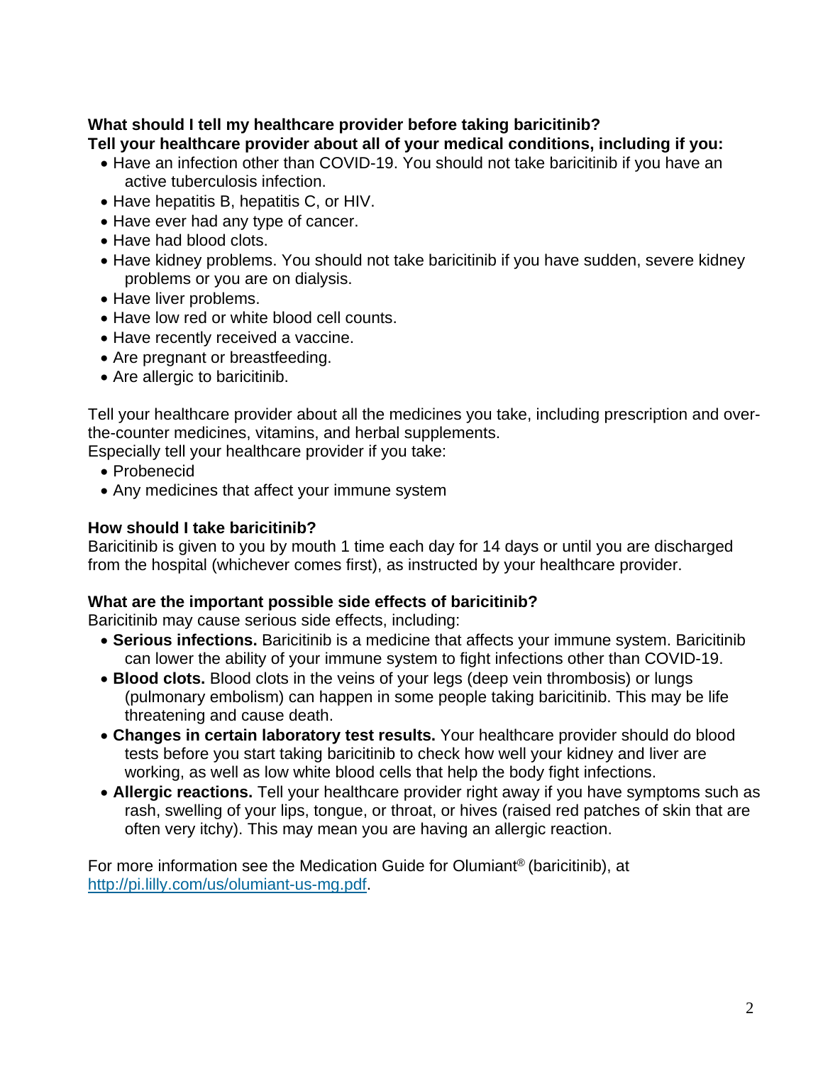**What should I tell my healthcare provider before taking baricitinib?**
**Tell your healthcare provider about all of your medical conditions, including if you:**

- Have an infection other than COVID-19. You should not take baricitinib if you have an active tuberculosis infection.
- Have hepatitis B, hepatitis C, or HIV.
- Have ever had any type of cancer.
- Have had blood clots.
- Have kidney problems. You should not take baricitinib if you have sudden, severe kidney problems or you are on dialysis.
- Have liver problems.
- Have low red or white blood cell counts.
- Have recently received a vaccine.
- Are pregnant or breastfeeding.
- Are allergic to baricitinib.

Tell your healthcare provider about all the medicines you take, including prescription and over-the-counter medicines, vitamins, and herbal supplements.
Especially tell your healthcare provider if you take:

- Probenecid
- Any medicines that affect your immune system

**How should I take baricitinib?**
Baricitinib is given to you by mouth 1 time each day for 14 days or until you are discharged from the hospital (whichever comes first), as instructed by your healthcare provider.

**What are the important possible side effects of baricitinib?**
Baricitinib may cause serious side effects, including:

- **Serious infections.** Baricitinib is a medicine that affects your immune system. Baricitinib can lower the ability of your immune system to fight infections other than COVID-19.
- **Blood clots.** Blood clots in the veins of your legs (deep vein thrombosis) or lungs (pulmonary embolism) can happen in some people taking baricitinib. This may be life threatening and cause death.
- **Changes in certain laboratory test results.** Your healthcare provider should do blood tests before you start taking baricitinib to check how well your kidney and liver are working, as well as low white blood cells that help the body fight infections.
- **Allergic reactions.** Tell your healthcare provider right away if you have symptoms such as rash, swelling of your lips, tongue, or throat, or hives (raised red patches of skin that are often very itchy). This may mean you are having an allergic reaction.

For more information see the Medication Guide for Olumiant® (baricitinib), at http://pi.lilly.com/us/olumiant-us-mg.pdf.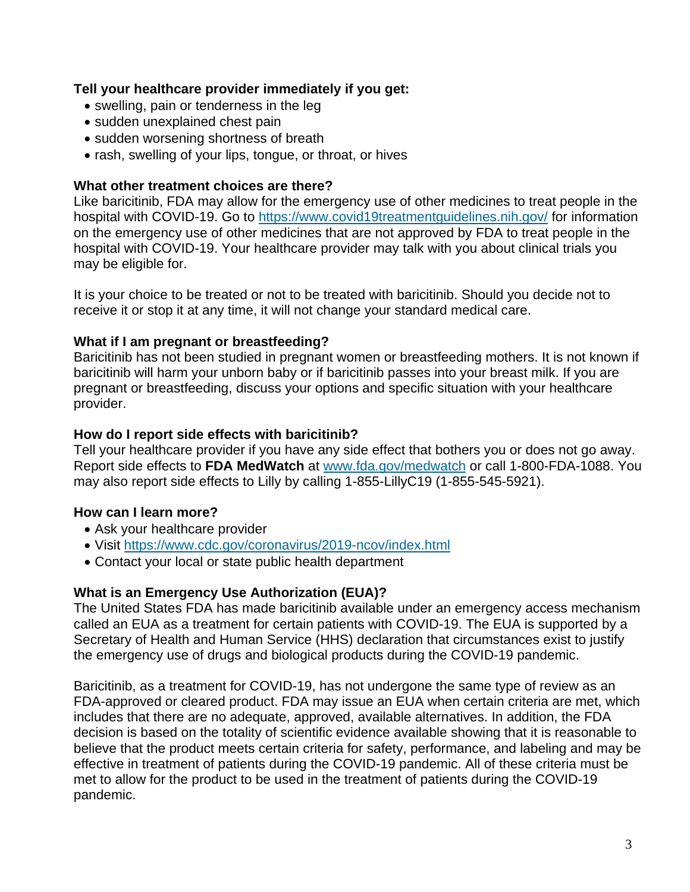**Tell your healthcare provider immediately if you get:**

- swelling, pain or tenderness in the leg
- sudden unexplained chest pain
- sudden worsening shortness of breath
- rash, swelling of your lips, tongue, or throat, or hives

**What other treatment choices are there?**

Like baricitinib, FDA may allow for the emergency use of other medicines to treat people in the hospital with COVID-19. Go to https://www.covid19treatmentguidelines.nih.gov/ for information on the emergency use of other medicines that are not approved by FDA to treat people in the hospital with COVID-19. Your healthcare provider may talk with you about clinical trials you may be eligible for.

It is your choice to be treated or not to be treated with baricitinib. Should you decide not to receive it or stop it at any time, it will not change your standard medical care.

**What if I am pregnant or breastfeeding?**

Baricitinib has not been studied in pregnant women or breastfeeding mothers. It is not known if baricitinib will harm your unborn baby or if baricitinib passes into your breast milk. If you are pregnant or breastfeeding, discuss your options and specific situation with your healthcare provider.

**How do I report side effects with baricitinib?**

Tell your healthcare provider if you have any side effect that bothers you or does not go away. Report side effects to **FDA MedWatch** at www.fda.gov/medwatch or call 1-800-FDA-1088. You may also report side effects to Lilly by calling 1-855-LillyC19 (1-855-545-5921).

**How can I learn more?**

- Ask your healthcare provider
- Visit https://www.cdc.gov/coronavirus/2019-ncov/index.html
- Contact your local or state public health department

**What is an Emergency Use Authorization (EUA)?**

The United States FDA has made baricitinib available under an emergency access mechanism called an EUA as a treatment for certain patients with COVID-19. The EUA is supported by a Secretary of Health and Human Service (HHS) declaration that circumstances exist to justify the emergency use of drugs and biological products during the COVID-19 pandemic.

Baricitinib, as a treatment for COVID-19, has not undergone the same type of review as an FDA-approved or cleared product. FDA may issue an EUA when certain criteria are met, which includes that there are no adequate, approved, available alternatives. In addition, the FDA decision is based on the totality of scientific evidence available showing that it is reasonable to believe that the product meets certain criteria for safety, performance, and labeling and may be effective in treatment of patients during the COVID-19 pandemic. All of these criteria must be met to allow for the product to be used in the treatment of patients during the COVID-19 pandemic.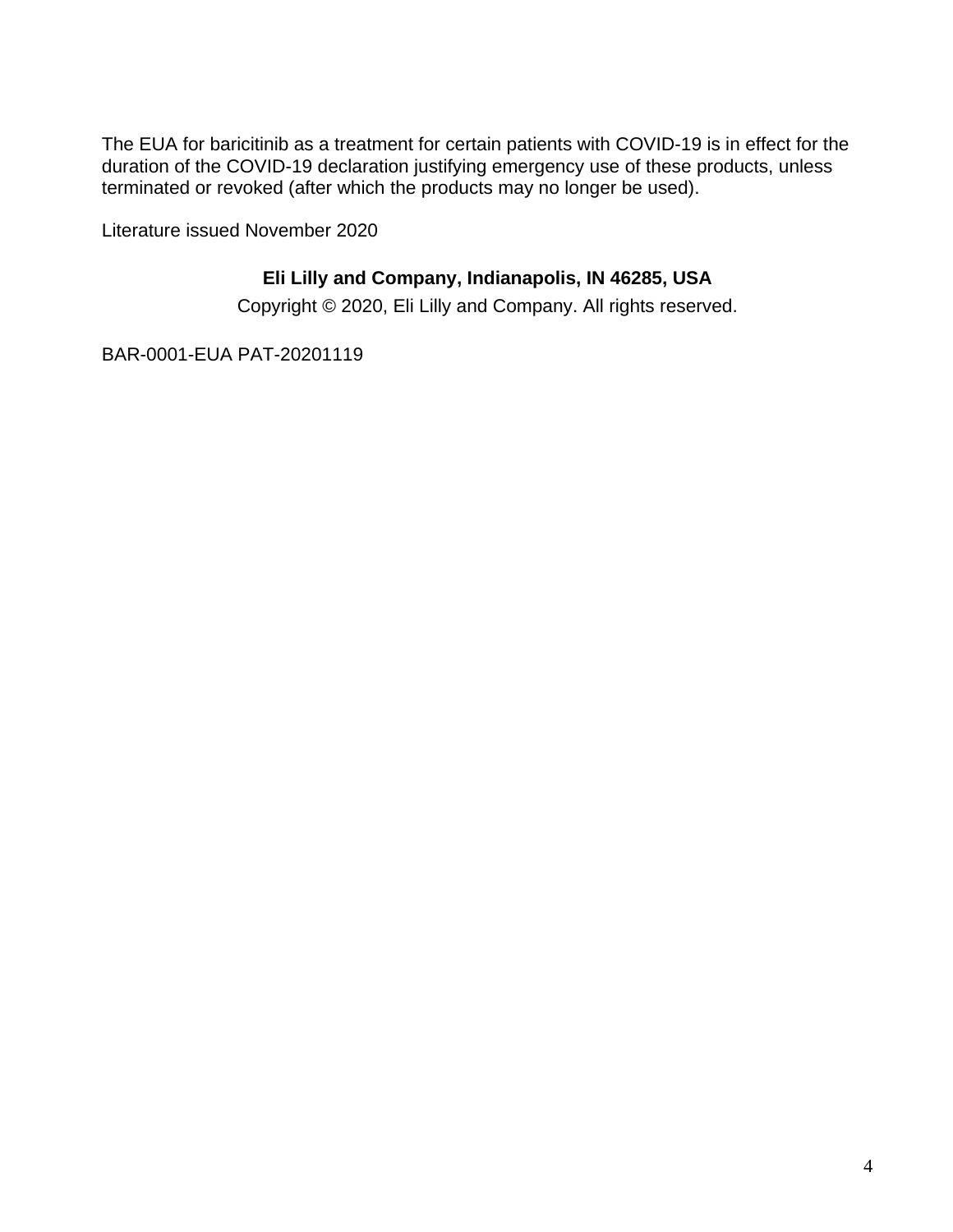The EUA for baricitinib as a treatment for certain patients with COVID-19 is in effect for the duration of the COVID-19 declaration justifying emergency use of these products, unless terminated or revoked (after which the products may no longer be used).

Literature issued November 2020

**Eli Lilly and Company, Indianapolis, IN 46285, USA**

Copyright © 2020, Eli Lilly and Company. All rights reserved.

BAR-0001-EUA PAT-20201119